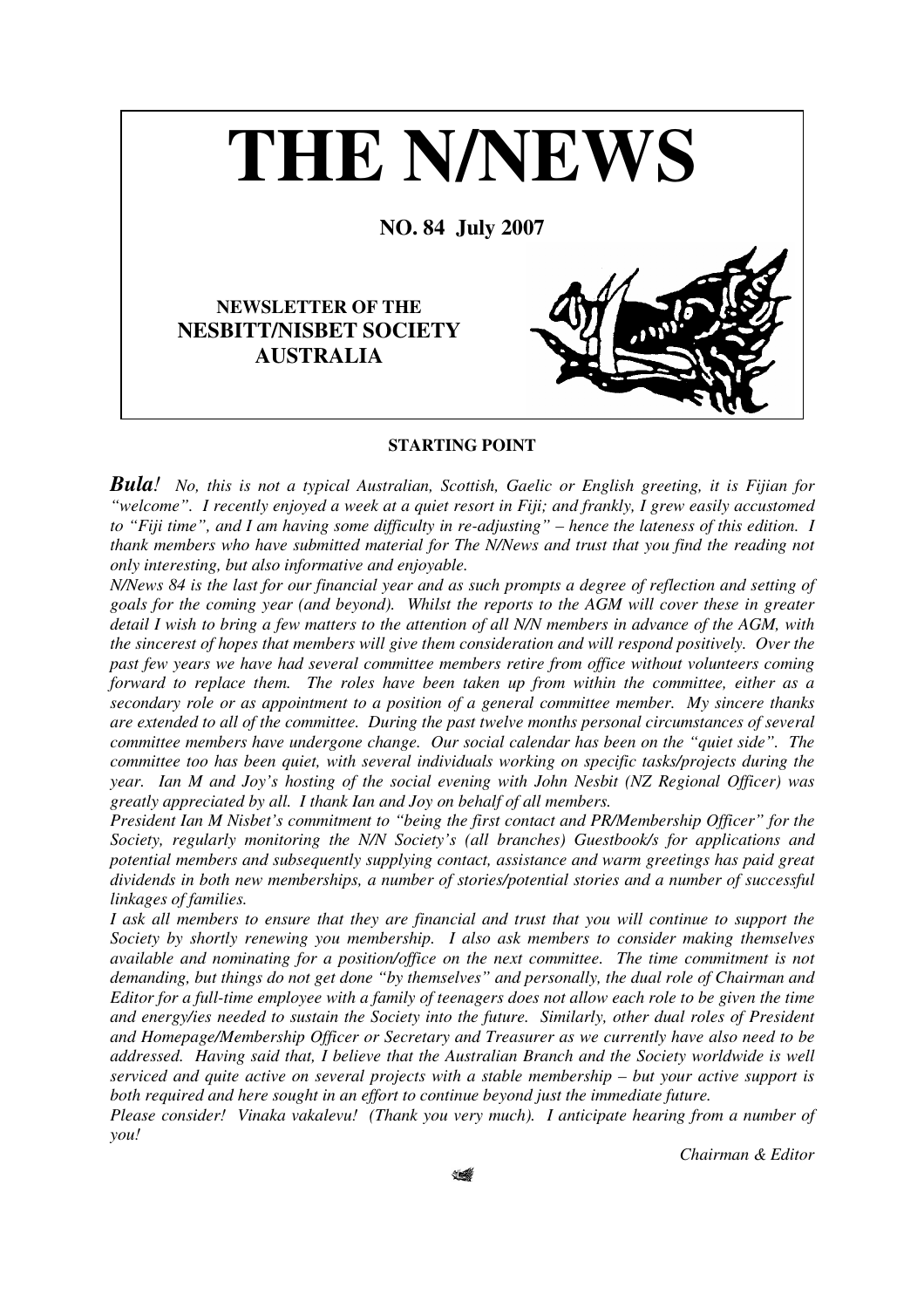# THE N/NEWS

**NO. 84 July 2007**

**NEWSLETTER OF THE NESBITT/NISBET SOCIETY AUSTRALIA**

## STARTING POINT

***Bula!*** *No, this is not a typical Australian, Scottish, Gaelic or English greeting, it is Fijian for "welcome". I recently enjoyed a week at a quiet resort in Fiji; and frankly, I grew easily accustomed to "Fiji time", and I am having some difficulty in re-adjusting" – hence the lateness of this edition. I thank members who have submitted material for The N/News and trust that you find the reading not only interesting, but also informative and enjoyable.*

*N/News 84 is the last for our financial year and as such prompts a degree of reflection and setting of goals for the coming year (and beyond). Whilst the reports to the AGM will cover these in greater detail I wish to bring a few matters to the attention of all N/N members in advance of the AGM, with the sincerest of hopes that members will give them consideration and will respond positively. Over the past few years we have had several committee members retire from office without volunteers coming forward to replace them. The roles have been taken up from within the committee, either as a secondary role or as appointment to a position of a general committee member. My sincere thanks are extended to all of the committee. During the past twelve months personal circumstances of several committee members have undergone change. Our social calendar has been on the "quiet side". The committee too has been quiet, with several individuals working on specific tasks/projects during the year. Ian M and Joy's hosting of the social evening with John Nesbit (NZ Regional Officer) was greatly appreciated by all. I thank Ian and Joy on behalf of all members.*

*President Ian M Nisbet's commitment to "being the first contact and PR/Membership Officer" for the Society, regularly monitoring the N/N Society's (all branches) Guestbook/s for applications and potential members and subsequently supplying contact, assistance and warm greetings has paid great dividends in both new memberships, a number of stories/potential stories and a number of successful linkages of families.*

*I ask all members to ensure that they are financial and trust that you will continue to support the Society by shortly renewing you membership. I also ask members to consider making themselves available and nominating for a position/office on the next committee. The time commitment is not demanding, but things do not get done "by themselves" and personally, the dual role of Chairman and Editor for a full-time employee with a family of teenagers does not allow each role to be given the time and energy/ies needed to sustain the Society into the future. Similarly, other dual roles of President and Homepage/Membership Officer or Secretary and Treasurer as we currently have also need to be addressed. Having said that, I believe that the Australian Branch and the Society worldwide is well serviced and quite active on several projects with a stable membership – but your active support is both required and here sought in an effort to continue beyond just the immediate future.*

*Please consider! Vinaka vakalevu! (Thank you very much). I anticipate hearing from a number of you!*

*Chairman & Editor*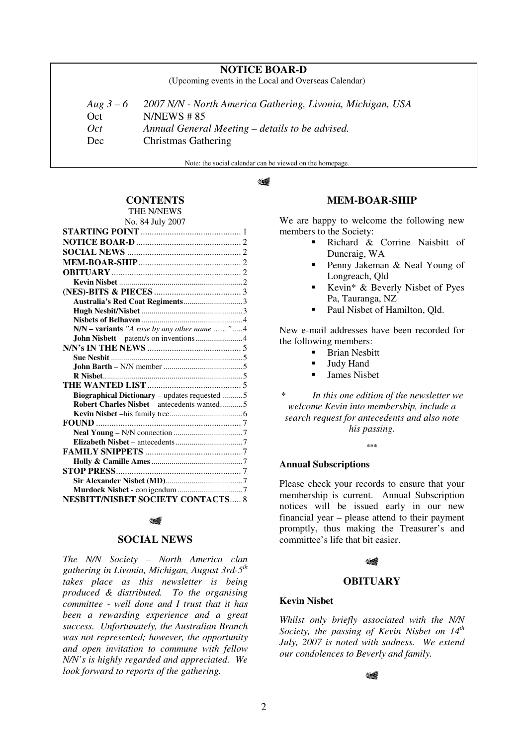## NOTICE BOAR-D

(Upcoming events in the Local and Overseas Calendar)

| | |
|---|---|
| *Aug 3 – 6* | *2007 N/N - North America Gathering, Livonia, Michigan, USA* |
| Oct | N/NEWS # 85 |
| *Oct* | *Annual General Meeting – details to be advised.* |
| Dec | Christmas Gathering |

Note: the social calendar can be viewed on the homepage.

## CONTENTS

THE N/NEWS
No. 84 July 2007

- **STARTING POINT** .... 1
- **NOTICE BOAR-D** .... 2
- **SOCIAL NEWS** .... 2
- **MEM-BOAR-SHIP** .... 2
- **OBITUARY** .... 2
  - **Kevin Nisbet** .... 2
- **(NES)-BITS & PIECES** .... 3
  - **Australia's Red Coat Regiments** .... 3
  - **Hugh Nesbit/Nisbet** .... 3
  - **Nisbets of Belhaven** .... 4
  - **N/N – variants** *"A rose by any other name ……"* .... 4
  - **John Nisbett** – patent/s on inventions .... 4
- **N/N's IN THE NEWS** .... 5
  - **Sue Nesbit** .... 5
  - **John Barth** – N/N member .... 5
  - **R Nisbet** .... 5
- **THE WANTED LIST** .... 5
  - **Biographical Dictionary** – updates requested .... 5
  - **Robert Charles Nisbet** – antecedents wanted .... 5
  - **Kevin Nisbet** –his family tree .... 6
- **FOUND** .... 7
  - **Neal Young** – N/N connection .... 7
  - **Elizabeth Nisbet** – antecedents .... 7
- **FAMILY SNIPPETS** .... 7
  - **Holly & Camille Ames** .... 7
- **STOP PRESS** .... 7
  - **Sir Alexander Nisbet (MD)** .... 7
  - **Murdock Nisbet** - corrigendum .... 7
- **NESBITT/NISBET SOCIETY CONTACTS** .... 8

## SOCIAL NEWS

*The N/N Society – North America clan gathering in Livonia, Michigan, August 3rd-5th takes place as this newsletter is being produced & distributed. To the organising committee - well done and I trust that it has been a rewarding experience and a great success. Unfortunately, the Australian Branch was not represented; however, the opportunity and open invitation to commune with fellow N/N's is highly regarded and appreciated. We look forward to reports of the gathering.*

## MEM-BOAR-SHIP

We are happy to welcome the following new members to the Society:

- Richard & Corrine Naisbitt of Duncraig, WA
- Penny Jakeman & Neal Young of Longreach, Qld
- Kevin* & Beverly Nisbet of Pyes Pa, Tauranga, NZ
- Paul Nisbet of Hamilton, Qld.

New e-mail addresses have been recorded for the following members:

- Brian Nesbitt
- Judy Hand
- James Nisbet

\* *In this one edition of the newsletter we welcome Kevin into membership, include a search request for antecedents and also note his passing.*

\*\*\*

### Annual Subscriptions

Please check your records to ensure that your membership is current. Annual Subscription notices will be issued early in our new financial year – please attend to their payment promptly, thus making the Treasurer's and committee's life that bit easier.

## OBITUARY

### Kevin Nisbet

*Whilst only briefly associated with the N/N Society, the passing of Kevin Nisbet on 14th July, 2007 is noted with sadness. We extend our condolences to Beverly and family.*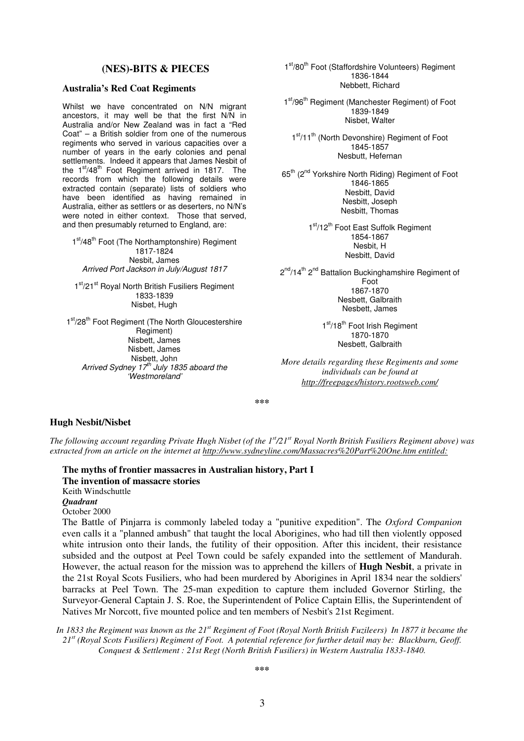## (NES)-BITS & PIECES

### Australia's Red Coat Regiments

Whilst we have concentrated on N/N migrant ancestors, it may well be that the first N/N in Australia and/or New Zealand was in fact a "Red Coat" – a British soldier from one of the numerous regiments who served in various capacities over a number of years in the early colonies and penal settlements. Indeed it appears that James Nesbit of the 1st/48th Foot Regiment arrived in 1817. The records from which the following details were extracted contain (separate) lists of soldiers who have been identified as having remained in Australia, either as settlers or as deserters, no N/N's were noted in either context. Those that served, and then presumably returned to England, are:

1st/48th Foot (The Northamptonshire) Regiment
1817-1824
Nesbit, James
*Arrived Port Jackson in July/August 1817*

1st/21st Royal North British Fusiliers Regiment
1833-1839
Nisbet, Hugh

1st/28th Foot Regiment (The North Gloucestershire Regiment)
Nisbett, James
Nisbett, James
Nisbett, John
*Arrived Sydney 17th July 1835 aboard the 'Westmoreland'*

1st/80th Foot (Staffordshire Volunteers) Regiment
1836-1844
Nebbett, Richard

1st/96th Regiment (Manchester Regiment) of Foot
1839-1849
Nisbet, Walter

1st/11th (North Devonshire) Regiment of Foot
1845-1857
Nesbutt, Hefernan

65th (2nd Yorkshire North Riding) Regiment of Foot
1846-1865
Nesbitt, David
Nesbitt, Joseph
Nesbitt, Thomas

1st/12th Foot East Suffolk Regiment
1854-1867
Nesbit, H
Nesbitt, David

2nd/14th 2nd Battalion Buckinghamshire Regiment of Foot
1867-1870
Nesbett, Galbraith
Nesbett, James

1st/18th Foot Irish Regiment
1870-1870
Nesbett, Galbraith

*More details regarding these Regiments and some individuals can be found at http://freepages/history.rootsweb.com/*

\*\*\*

### Hugh Nesbit/Nisbet

*The following account regarding Private Hugh Nisbet (of the 1st/21st Royal North British Fusiliers Regiment above) was extracted from an article on the internet at http://www.sydneyline.com/Massacres%20Part%20One.htm entitled:*

**The myths of frontier massacres in Australian history, Part I**
**The invention of massacre stories**
Keith Windschuttle
***Quadrant***
October 2000

The Battle of Pinjarra is commonly labeled today a "punitive expedition". The *Oxford Companion* even calls it a "planned ambush" that taught the local Aborigines, who had till then violently opposed white intrusion onto their lands, the futility of their opposition. After this incident, their resistance subsided and the outpost at Peel Town could be safely expanded into the settlement of Mandurah. However, the actual reason for the mission was to apprehend the killers of **Hugh Nesbit**, a private in the 21st Royal Scots Fusiliers, who had been murdered by Aborigines in April 1834 near the soldiers' barracks at Peel Town. The 25-man expedition to capture them included Governor Stirling, the Surveyor-General Captain J. S. Roe, the Superintendent of Police Captain Ellis, the Superintendent of Natives Mr Norcott, five mounted police and ten members of Nesbit's 21st Regiment.

*In 1833 the Regiment was known as the 21st Regiment of Foot (Royal North British Fuzileers) In 1877 it became the 21st (Royal Scots Fusiliers) Regiment of Foot. A potential reference for further detail may be: Blackburn, Geoff. Conquest & Settlement : 21st Regt (North British Fusiliers) in Western Australia 1833-1840.*

\*\*\*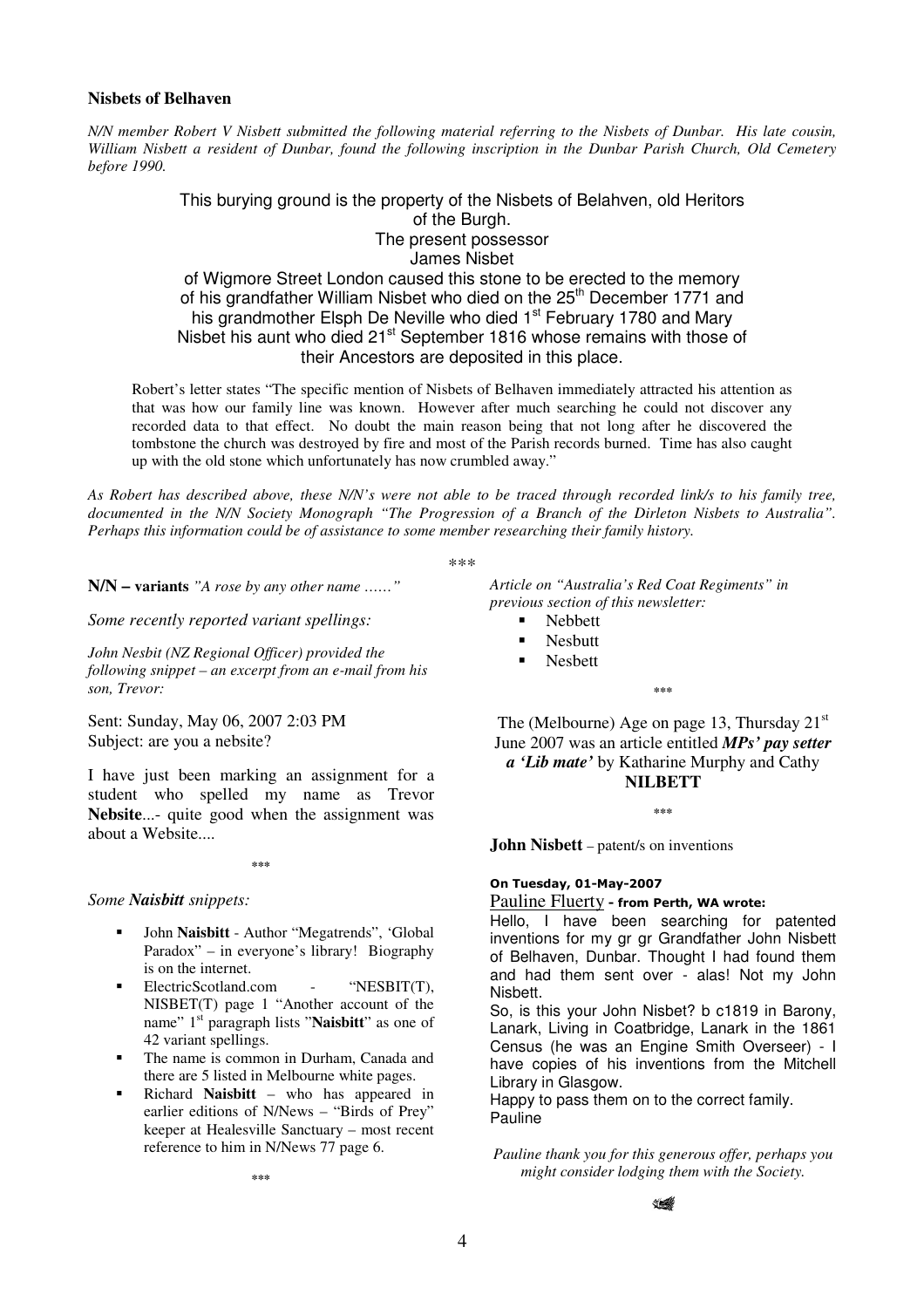## Nisbets of Belhaven

*N/N member Robert V Nisbett submitted the following material referring to the Nisbets of Dunbar. His late cousin, William Nisbett a resident of Dunbar, found the following inscription in the Dunbar Parish Church, Old Cemetery before 1990.*

> This burying ground is the property of the Nisbets of Belahven, old Heritors of the Burgh.
> The present possessor
> James Nisbet
> of Wigmore Street London caused this stone to be erected to the memory of his grandfather William Nisbet who died on the 25th December 1771 and his grandmother Elsph De Neville who died 1st February 1780 and Mary Nisbet his aunt who died 21st September 1816 whose remains with those of their Ancestors are deposited in this place.

Robert's letter states "The specific mention of Nisbets of Belhaven immediately attracted his attention as that was how our family line was known. However after much searching he could not discover any recorded data to that effect. No doubt the main reason being that not long after he discovered the tombstone the church was destroyed by fire and most of the Parish records burned. Time has also caught up with the old stone which unfortunately has now crumbled away."

*As Robert has described above, these N/N's were not able to be traced through recorded link/s to his family tree, documented in the N/N Society Monograph "The Progression of a Branch of the Dirleton Nisbets to Australia". Perhaps this information could be of assistance to some member researching their family history.*

\*\*\*

**N/N – variants** *"A rose by any other name ……"*

*Some recently reported variant spellings:*

*John Nesbit (NZ Regional Officer) provided the following snippet – an excerpt from an e-mail from his son, Trevor:*

Sent: Sunday, May 06, 2007 2:03 PM
Subject: are you a nebsite?

I have just been marking an assignment for a student who spelled my name as Trevor **Nebsite**...- quite good when the assignment was about a Website....

\*\*\*

*Some **Naisbitt** snippets:*

- John **Naisbitt** - Author "Megatrends", 'Global Paradox" – in everyone's library! Biography is on the internet.
- ElectricScotland.com - "NESBIT(T), NISBET(T) page 1 "Another account of the name" 1st paragraph lists "**Naisbitt**" as one of 42 variant spellings.
- The name is common in Durham, Canada and there are 5 listed in Melbourne white pages.
- Richard **Naisbitt** – who has appeared in earlier editions of N/News – "Birds of Prey" keeper at Healesville Sanctuary – most recent reference to him in N/News 77 page 6.

\*\*\*

*Article on "Australia's Red Coat Regiments" in previous section of this newsletter:*

- Nebbett
- Nesbutt
- Nesbett

\*\*\*

The (Melbourne) Age on page 13, Thursday 21st June 2007 was an article entitled ***MPs' pay setter a 'Lib mate'*** by Katharine Murphy and Cathy **NILBETT**

\*\*\*

**John Nisbett** – patent/s on inventions

**On Tuesday, 01-May-2007**
Pauline Fluerty **- from Perth, WA wrote:**
Hello, I have been searching for patented inventions for my gr gr Grandfather John Nisbett of Belhaven, Dunbar. Thought I had found them and had them sent over - alas! Not my John Nisbett.
So, is this your John Nisbet? b c1819 in Barony, Lanark, Living in Coatbridge, Lanark in the 1861 Census (he was an Engine Smith Overseer) - I have copies of his inventions from the Mitchell Library in Glasgow.
Happy to pass them on to the correct family.
Pauline

*Pauline thank you for this generous offer, perhaps you might consider lodging them with the Society.*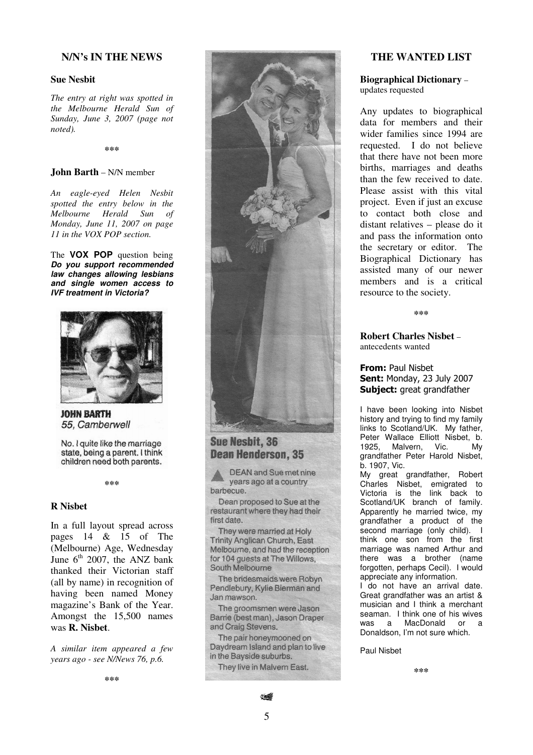## N/N's IN THE NEWS

### Sue Nesbit

*The entry at right was spotted in the Melbourne Herald Sun of Sunday, June 3, 2007 (page not noted).*

\*\*\*

### John Barth – N/N member

*An eagle-eyed Helen Nesbit spotted the entry below in the Melbourne Herald Sun of Monday, June 11, 2007 on page 11 in the VOX POP section.*

The **VOX POP** question being ***Do you support recommended law changes allowing lesbians and single women access to IVF treatment in Victoria?***

**JOHN BARTH**
*55, Camberwell*

No. I quite like the marriage state, being a parent. I think children need both parents.

\*\*\*

### R Nisbet

In a full layout spread across pages 14 & 15 of The (Melbourne) Age, Wednesday June 6th 2007, the ANZ bank thanked their Victorian staff (all by name) in recognition of having been named Money magazine's Bank of the Year. Amongst the 15,500 names was **R. Nisbet**.

*A similar item appeared a few years ago - see N/News 76, p.6.*

\*\*\*

**Sue Nesbit, 36**
**Dean Henderson, 35**

DEAN and Sue met nine years ago at a country barbecue.

Dean proposed to Sue at the restaurant where they had their first date.

They were married at Holy Trinity Anglican Church, East Melbourne, and had the reception for 104 guests at The Willows, South Melbourne

The bridesmaids were Robyn Pendlebury, Kylie Bierman and Jan mawson.

The groomsmen were Jason Barrie (best man), Jason Draper and Craig Stevens.

The pair honeymooned on Daydream Island and plan to live in the Bayside suburbs.

They live in Malvern East.

## THE WANTED LIST

### Biographical Dictionary – updates requested

Any updates to biographical data for members and their wider families since 1994 are requested. I do not believe that there have not been more births, marriages and deaths than the few received to date. Please assist with this vital project. Even if just an excuse to contact both close and distant relatives – please do it and pass the information onto the secretary or editor. The Biographical Dictionary has assisted many of our newer members and is a critical resource to the society.

\*\*\*

### Robert Charles Nisbet – antecedents wanted

**From:** Paul Nisbet
**Sent:** Monday, 23 July 2007
**Subject:** great grandfather

I have been looking into Nisbet history and trying to find my family links to Scotland/UK. My father, Peter Wallace Elliott Nisbet, b. 1925, Malvern, Vic. My grandfather Peter Harold Nisbet, b. 1907, Vic.

My great grandfather, Robert Charles Nisbet, emigrated to Victoria is the link back to Scotland/UK branch of family. Apparently he married twice, my grandfather a product of the second marriage (only child). I think one son from the first marriage was named Arthur and there was a brother (name forgotten, perhaps Cecil). I would appreciate any information.

I do not have an arrival date. Great grandfather was an artist & musician and I think a merchant seaman. I think one of his wives was a MacDonald or a Donaldson, I'm not sure which.

Paul Nisbet

\*\*\*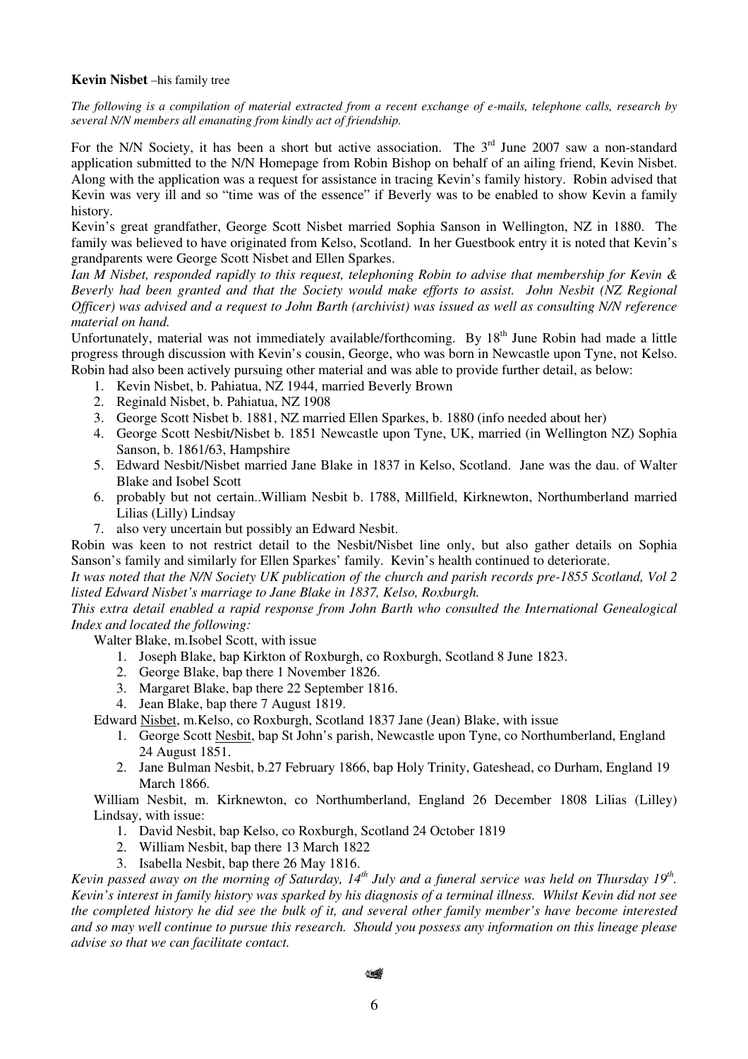**Kevin Nisbet** –his family tree

*The following is a compilation of material extracted from a recent exchange of e-mails, telephone calls, research by several N/N members all emanating from kindly act of friendship.*

For the N/N Society, it has been a short but active association. The 3rd June 2007 saw a non-standard application submitted to the N/N Homepage from Robin Bishop on behalf of an ailing friend, Kevin Nisbet. Along with the application was a request for assistance in tracing Kevin's family history. Robin advised that Kevin was very ill and so "time was of the essence" if Beverly was to be enabled to show Kevin a family history.

Kevin's great grandfather, George Scott Nisbet married Sophia Sanson in Wellington, NZ in 1880. The family was believed to have originated from Kelso, Scotland. In her Guestbook entry it is noted that Kevin's grandparents were George Scott Nisbet and Ellen Sparkes.

*Ian M Nisbet, responded rapidly to this request, telephoning Robin to advise that membership for Kevin & Beverly had been granted and that the Society would make efforts to assist. John Nesbit (NZ Regional Officer) was advised and a request to John Barth (archivist) was issued as well as consulting N/N reference material on hand.*

Unfortunately, material was not immediately available/forthcoming. By 18th June Robin had made a little progress through discussion with Kevin's cousin, George, who was born in Newcastle upon Tyne, not Kelso. Robin had also been actively pursuing other material and was able to provide further detail, as below:

1. Kevin Nisbet, b. Pahiatua, NZ 1944, married Beverly Brown
2. Reginald Nisbet, b. Pahiatua, NZ 1908
3. George Scott Nisbet b. 1881, NZ married Ellen Sparkes, b. 1880 (info needed about her)
4. George Scott Nesbit/Nisbet b. 1851 Newcastle upon Tyne, UK, married (in Wellington NZ) Sophia Sanson, b. 1861/63, Hampshire
5. Edward Nesbit/Nisbet married Jane Blake in 1837 in Kelso, Scotland. Jane was the dau. of Walter Blake and Isobel Scott
6. probably but not certain..William Nesbit b. 1788, Millfield, Kirknewton, Northumberland married Lilias (Lilly) Lindsay
7. also very uncertain but possibly an Edward Nesbit.

Robin was keen to not restrict detail to the Nesbit/Nisbet line only, but also gather details on Sophia Sanson's family and similarly for Ellen Sparkes' family. Kevin's health continued to deteriorate.

*It was noted that the N/N Society UK publication of the church and parish records pre-1855 Scotland, Vol 2 listed Edward Nisbet's marriage to Jane Blake in 1837, Kelso, Roxburgh.*

*This extra detail enabled a rapid response from John Barth who consulted the International Genealogical Index and located the following:*

Walter Blake, m.Isobel Scott, with issue

1. Joseph Blake, bap Kirkton of Roxburgh, co Roxburgh, Scotland 8 June 1823.
2. George Blake, bap there 1 November 1826.
3. Margaret Blake, bap there 22 September 1816.
4. Jean Blake, bap there 7 August 1819.

Edward Nisbet, m.Kelso, co Roxburgh, Scotland 1837 Jane (Jean) Blake, with issue

1. George Scott Nesbit, bap St John's parish, Newcastle upon Tyne, co Northumberland, England 24 August 1851.
2. Jane Bulman Nesbit, b.27 February 1866, bap Holy Trinity, Gateshead, co Durham, England 19 March 1866.

William Nesbit, m. Kirknewton, co Northumberland, England 26 December 1808 Lilias (Lilley) Lindsay, with issue:

1. David Nesbit, bap Kelso, co Roxburgh, Scotland 24 October 1819
2. William Nesbit, bap there 13 March 1822
3. Isabella Nesbit, bap there 26 May 1816.

*Kevin passed away on the morning of Saturday, 14th July and a funeral service was held on Thursday 19th. Kevin's interest in family history was sparked by his diagnosis of a terminal illness. Whilst Kevin did not see the completed history he did see the bulk of it, and several other family member's have become interested and so may well continue to pursue this research. Should you possess any information on this lineage please advise so that we can facilitate contact.*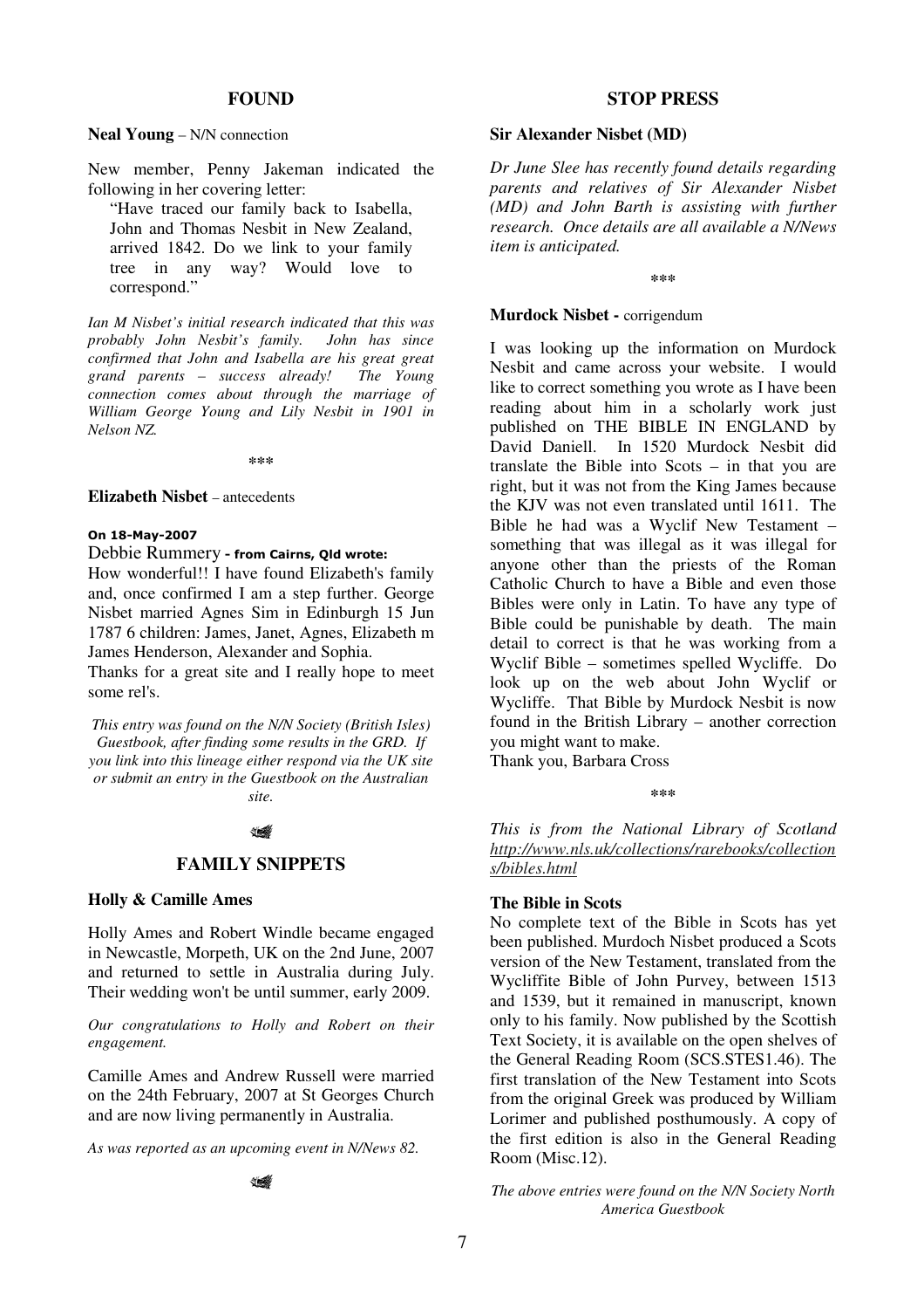## FOUND

**Neal Young** – N/N connection

New member, Penny Jakeman indicated the following in her covering letter:

> "Have traced our family back to Isabella, John and Thomas Nesbit in New Zealand, arrived 1842. Do we link to your family tree in any way? Would love to correspond."

*Ian M Nisbet's initial research indicated that this was probably John Nesbit's family. John has since confirmed that John and Isabella are his great great grand parents – success already! The Young connection comes about through the marriage of William George Young and Lily Nesbit in 1901 in Nelson NZ.*

\*\*\*

**Elizabeth Nisbet** – antecedents

**On 18-May-2007**

Debbie Rummery **- from Cairns, Qld wrote:**

How wonderful!! I have found Elizabeth's family and, once confirmed I am a step further. George Nisbet married Agnes Sim in Edinburgh 15 Jun 1787 6 children: James, Janet, Agnes, Elizabeth m James Henderson, Alexander and Sophia.

Thanks for a great site and I really hope to meet some rel's.

*This entry was found on the N/N Society (British Isles) Guestbook, after finding some results in the GRD. If you link into this lineage either respond via the UK site or submit an entry in the Guestbook on the Australian site.*

## FAMILY SNIPPETS

**Holly & Camille Ames**

Holly Ames and Robert Windle became engaged in Newcastle, Morpeth, UK on the 2nd June, 2007 and returned to settle in Australia during July. Their wedding won't be until summer, early 2009.

*Our congratulations to Holly and Robert on their engagement.*

Camille Ames and Andrew Russell were married on the 24th February, 2007 at St Georges Church and are now living permanently in Australia.

*As was reported as an upcoming event in N/News 82.*

## STOP PRESS

**Sir Alexander Nisbet (MD)**

*Dr June Slee has recently found details regarding parents and relatives of Sir Alexander Nisbet (MD) and John Barth is assisting with further research. Once details are all available a N/News item is anticipated.*

\*\*\*

**Murdock Nisbet -** corrigendum

I was looking up the information on Murdock Nesbit and came across your website. I would like to correct something you wrote as I have been reading about him in a scholarly work just published on THE BIBLE IN ENGLAND by David Daniell. In 1520 Murdock Nesbit did translate the Bible into Scots – in that you are right, but it was not from the King James because the KJV was not even translated until 1611. The Bible he had was a Wyclif New Testament – something that was illegal as it was illegal for anyone other than the priests of the Roman Catholic Church to have a Bible and even those Bibles were only in Latin. To have any type of Bible could be punishable by death. The main detail to correct is that he was working from a Wyclif Bible – sometimes spelled Wycliffe. Do look up on the web about John Wyclif or Wycliffe. That Bible by Murdock Nesbit is now found in the British Library – another correction you might want to make.

Thank you, Barbara Cross

\*\*\*

*This is from the National Library of Scotland http://www.nls.uk/collections/rarebooks/collections/bibles.html*

**The Bible in Scots**

No complete text of the Bible in Scots has yet been published. Murdoch Nisbet produced a Scots version of the New Testament, translated from the Wycliffite Bible of John Purvey, between 1513 and 1539, but it remained in manuscript, known only to his family. Now published by the Scottish Text Society, it is available on the open shelves of the General Reading Room (SCS.STES1.46). The first translation of the New Testament into Scots from the original Greek was produced by William Lorimer and published posthumously. A copy of the first edition is also in the General Reading Room (Misc.12).

*The above entries were found on the N/N Society North America Guestbook*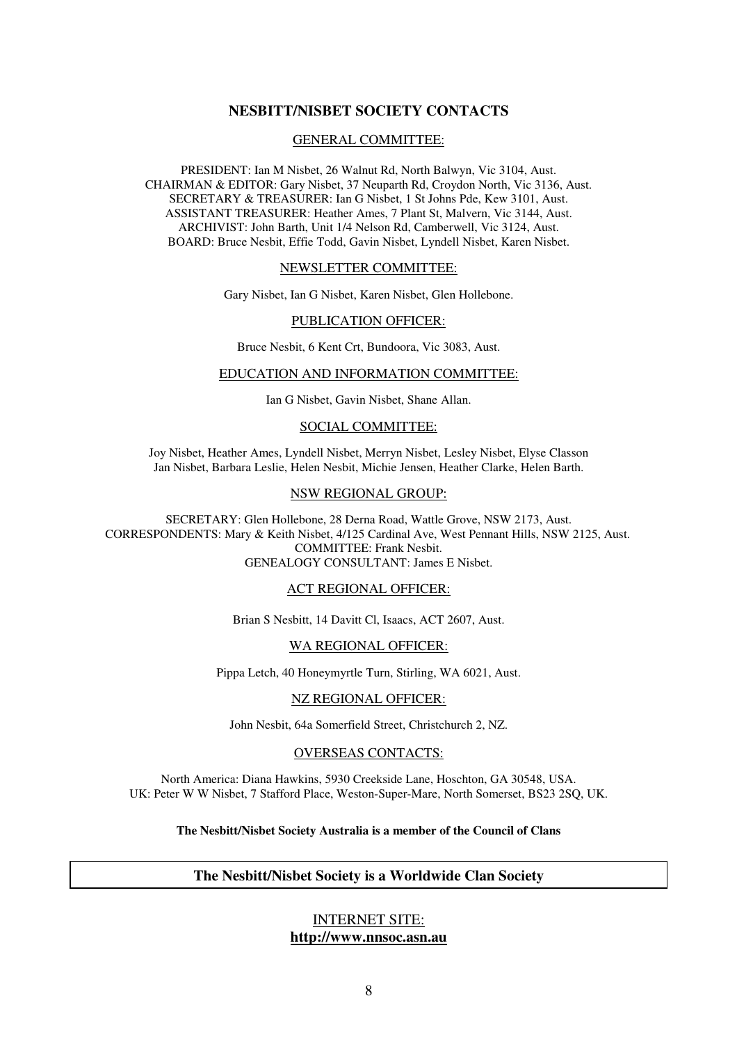## NESBITT/NISBET SOCIETY CONTACTS

### GENERAL COMMITTEE:

PRESIDENT: Ian M Nisbet, 26 Walnut Rd, North Balwyn, Vic 3104, Aust.
CHAIRMAN & EDITOR: Gary Nisbet, 37 Neuparth Rd, Croydon North, Vic 3136, Aust.
SECRETARY & TREASURER: Ian G Nisbet, 1 St Johns Pde, Kew 3101, Aust.
ASSISTANT TREASURER: Heather Ames, 7 Plant St, Malvern, Vic 3144, Aust.
ARCHIVIST: John Barth, Unit 1/4 Nelson Rd, Camberwell, Vic 3124, Aust.
BOARD: Bruce Nesbit, Effie Todd, Gavin Nisbet, Lyndell Nisbet, Karen Nisbet.

### NEWSLETTER COMMITTEE:

Gary Nisbet, Ian G Nisbet, Karen Nisbet, Glen Hollebone.

### PUBLICATION OFFICER:

Bruce Nesbit, 6 Kent Crt, Bundoora, Vic 3083, Aust.

### EDUCATION AND INFORMATION COMMITTEE:

Ian G Nisbet, Gavin Nisbet, Shane Allan.

### SOCIAL COMMITTEE:

Joy Nisbet, Heather Ames, Lyndell Nisbet, Merryn Nisbet, Lesley Nisbet, Elyse Classon
Jan Nisbet, Barbara Leslie, Helen Nesbit, Michie Jensen, Heather Clarke, Helen Barth.

### NSW REGIONAL GROUP:

SECRETARY: Glen Hollebone, 28 Derna Road, Wattle Grove, NSW 2173, Aust.
CORRESPONDENTS: Mary & Keith Nisbet, 4/125 Cardinal Ave, West Pennant Hills, NSW 2125, Aust.
COMMITTEE: Frank Nesbit.
GENEALOGY CONSULTANT: James E Nisbet.

### ACT REGIONAL OFFICER:

Brian S Nesbitt, 14 Davitt Cl, Isaacs, ACT 2607, Aust.

### WA REGIONAL OFFICER:

Pippa Letch, 40 Honeymyrtle Turn, Stirling, WA 6021, Aust.

### NZ REGIONAL OFFICER:

John Nesbit, 64a Somerfield Street, Christchurch 2, NZ.

### OVERSEAS CONTACTS:

North America: Diana Hawkins, 5930 Creekside Lane, Hoschton, GA 30548, USA.
UK: Peter W W Nisbet, 7 Stafford Place, Weston-Super-Mare, North Somerset, BS23 2SQ, UK.

**The Nesbitt/Nisbet Society Australia is a member of the Council of Clans**

**The Nesbitt/Nisbet Society is a Worldwide Clan Society**

INTERNET SITE:
**http://www.nnsoc.asn.au**